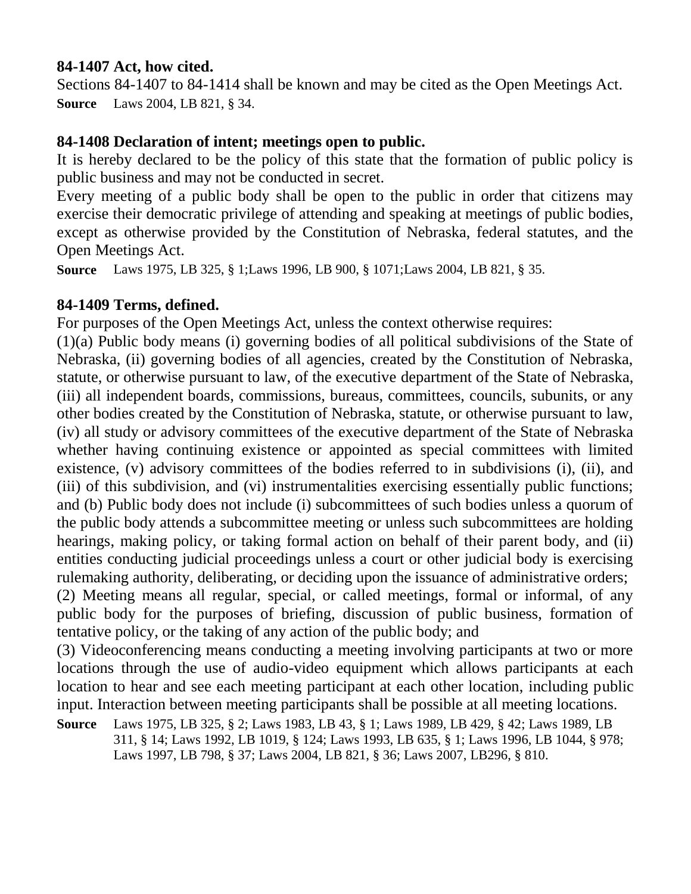### 84-1407 Act, how cited.

Sections 84-1407 to 84-1414 shall be known and may be cited as the Open Meetings Act.

**Source** Laws 2004, LB 821, § 34.

### 84-1408 Declaration of intent; meetings open to public.

It is hereby declared to be the policy of this state that the formation of public policy is public business and may not be conducted in secret.

Every meeting of a public body shall be open to the public in order that citizens may exercise their democratic privilege of attending and speaking at meetings of public bodies, except as otherwise provided by the Constitution of Nebraska, federal statutes, and the Open Meetings Act.

**Source** Laws 1975, LB 325, § 1;Laws 1996, LB 900, § 1071;Laws 2004, LB 821, § 35.

### 84-1409 Terms, defined.

For purposes of the Open Meetings Act, unless the context otherwise requires:

(1)(a) Public body means (i) governing bodies of all political subdivisions of the State of Nebraska, (ii) governing bodies of all agencies, created by the Constitution of Nebraska, statute, or otherwise pursuant to law, of the executive department of the State of Nebraska, (iii) all independent boards, commissions, bureaus, committees, councils, subunits, or any other bodies created by the Constitution of Nebraska, statute, or otherwise pursuant to law, (iv) all study or advisory committees of the executive department of the State of Nebraska whether having continuing existence or appointed as special committees with limited existence, (v) advisory committees of the bodies referred to in subdivisions (i), (ii), and (iii) of this subdivision, and (vi) instrumentalities exercising essentially public functions; and (b) Public body does not include (i) subcommittees of such bodies unless a quorum of the public body attends a subcommittee meeting or unless such subcommittees are holding hearings, making policy, or taking formal action on behalf of their parent body, and (ii) entities conducting judicial proceedings unless a court or other judicial body is exercising rulemaking authority, deliberating, or deciding upon the issuance of administrative orders;

(2) Meeting means all regular, special, or called meetings, formal or informal, of any public body for the purposes of briefing, discussion of public business, formation of tentative policy, or the taking of any action of the public body; and

(3) Videoconferencing means conducting a meeting involving participants at two or more locations through the use of audio-video equipment which allows participants at each location to hear and see each meeting participant at each other location, including public input. Interaction between meeting participants shall be possible at all meeting locations.

**Source** Laws 1975, LB 325, § 2; Laws 1983, LB 43, § 1; Laws 1989, LB 429, § 42; Laws 1989, LB 311, § 14; Laws 1992, LB 1019, § 124; Laws 1993, LB 635, § 1; Laws 1996, LB 1044, § 978; Laws 1997, LB 798, § 37; Laws 2004, LB 821, § 36; Laws 2007, LB296, § 810.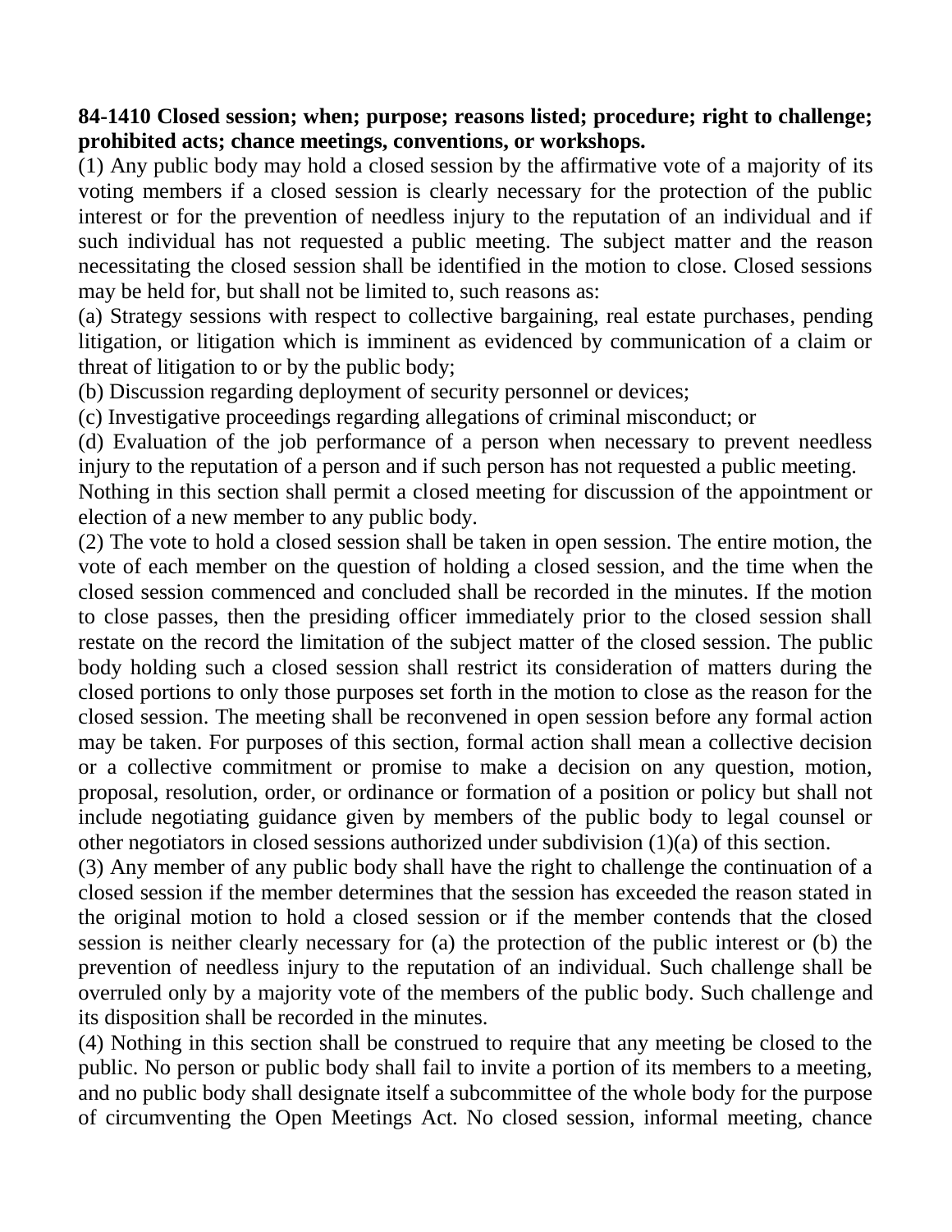**84-1410 Closed session; when; purpose; reasons listed; procedure; right to challenge; prohibited acts; chance meetings, conventions, or workshops.**

(1) Any public body may hold a closed session by the affirmative vote of a majority of its voting members if a closed session is clearly necessary for the protection of the public interest or for the prevention of needless injury to the reputation of an individual and if such individual has not requested a public meeting. The subject matter and the reason necessitating the closed session shall be identified in the motion to close. Closed sessions may be held for, but shall not be limited to, such reasons as:

(a) Strategy sessions with respect to collective bargaining, real estate purchases, pending litigation, or litigation which is imminent as evidenced by communication of a claim or threat of litigation to or by the public body;

(b) Discussion regarding deployment of security personnel or devices;

(c) Investigative proceedings regarding allegations of criminal misconduct; or

(d) Evaluation of the job performance of a person when necessary to prevent needless injury to the reputation of a person and if such person has not requested a public meeting.

Nothing in this section shall permit a closed meeting for discussion of the appointment or election of a new member to any public body.

(2) The vote to hold a closed session shall be taken in open session. The entire motion, the vote of each member on the question of holding a closed session, and the time when the closed session commenced and concluded shall be recorded in the minutes. If the motion to close passes, then the presiding officer immediately prior to the closed session shall restate on the record the limitation of the subject matter of the closed session. The public body holding such a closed session shall restrict its consideration of matters during the closed portions to only those purposes set forth in the motion to close as the reason for the closed session. The meeting shall be reconvened in open session before any formal action may be taken. For purposes of this section, formal action shall mean a collective decision or a collective commitment or promise to make a decision on any question, motion, proposal, resolution, order, or ordinance or formation of a position or policy but shall not include negotiating guidance given by members of the public body to legal counsel or other negotiators in closed sessions authorized under subdivision (1)(a) of this section.

(3) Any member of any public body shall have the right to challenge the continuation of a closed session if the member determines that the session has exceeded the reason stated in the original motion to hold a closed session or if the member contends that the closed session is neither clearly necessary for (a) the protection of the public interest or (b) the prevention of needless injury to the reputation of an individual. Such challenge shall be overruled only by a majority vote of the members of the public body. Such challenge and its disposition shall be recorded in the minutes.

(4) Nothing in this section shall be construed to require that any meeting be closed to the public. No person or public body shall fail to invite a portion of its members to a meeting, and no public body shall designate itself a subcommittee of the whole body for the purpose of circumventing the Open Meetings Act. No closed session, informal meeting, chance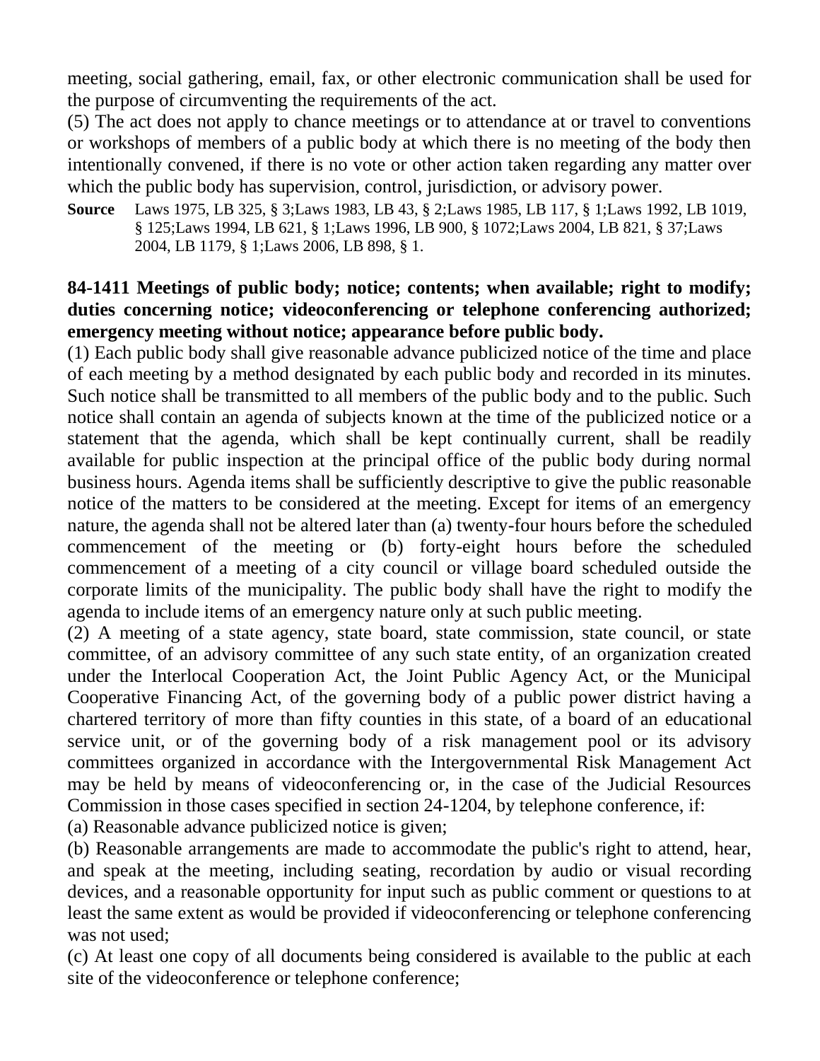meeting, social gathering, email, fax, or other electronic communication shall be used for the purpose of circumventing the requirements of the act.

(5) The act does not apply to chance meetings or to attendance at or travel to conventions or workshops of members of a public body at which there is no meeting of the body then intentionally convened, if there is no vote or other action taken regarding any matter over which the public body has supervision, control, jurisdiction, or advisory power.

**Source** Laws 1975, LB 325, § 3;Laws 1983, LB 43, § 2;Laws 1985, LB 117, § 1;Laws 1992, LB 1019, § 125;Laws 1994, LB 621, § 1;Laws 1996, LB 900, § 1072;Laws 2004, LB 821, § 37;Laws 2004, LB 1179, § 1;Laws 2006, LB 898, § 1.

### 84-1411 Meetings of public body; notice; contents; when available; right to modify; duties concerning notice; videoconferencing or telephone conferencing authorized; emergency meeting without notice; appearance before public body.

(1) Each public body shall give reasonable advance publicized notice of the time and place of each meeting by a method designated by each public body and recorded in its minutes. Such notice shall be transmitted to all members of the public body and to the public. Such notice shall contain an agenda of subjects known at the time of the publicized notice or a statement that the agenda, which shall be kept continually current, shall be readily available for public inspection at the principal office of the public body during normal business hours. Agenda items shall be sufficiently descriptive to give the public reasonable notice of the matters to be considered at the meeting. Except for items of an emergency nature, the agenda shall not be altered later than (a) twenty-four hours before the scheduled commencement of the meeting or (b) forty-eight hours before the scheduled commencement of a meeting of a city council or village board scheduled outside the corporate limits of the municipality. The public body shall have the right to modify the agenda to include items of an emergency nature only at such public meeting.

(2) A meeting of a state agency, state board, state commission, state council, or state committee, of an advisory committee of any such state entity, of an organization created under the Interlocal Cooperation Act, the Joint Public Agency Act, or the Municipal Cooperative Financing Act, of the governing body of a public power district having a chartered territory of more than fifty counties in this state, of a board of an educational service unit, or of the governing body of a risk management pool or its advisory committees organized in accordance with the Intergovernmental Risk Management Act may be held by means of videoconferencing or, in the case of the Judicial Resources Commission in those cases specified in section 24-1204, by telephone conference, if:

(a) Reasonable advance publicized notice is given;

(b) Reasonable arrangements are made to accommodate the public's right to attend, hear, and speak at the meeting, including seating, recordation by audio or visual recording devices, and a reasonable opportunity for input such as public comment or questions to at least the same extent as would be provided if videoconferencing or telephone conferencing was not used;

(c) At least one copy of all documents being considered is available to the public at each site of the videoconference or telephone conference;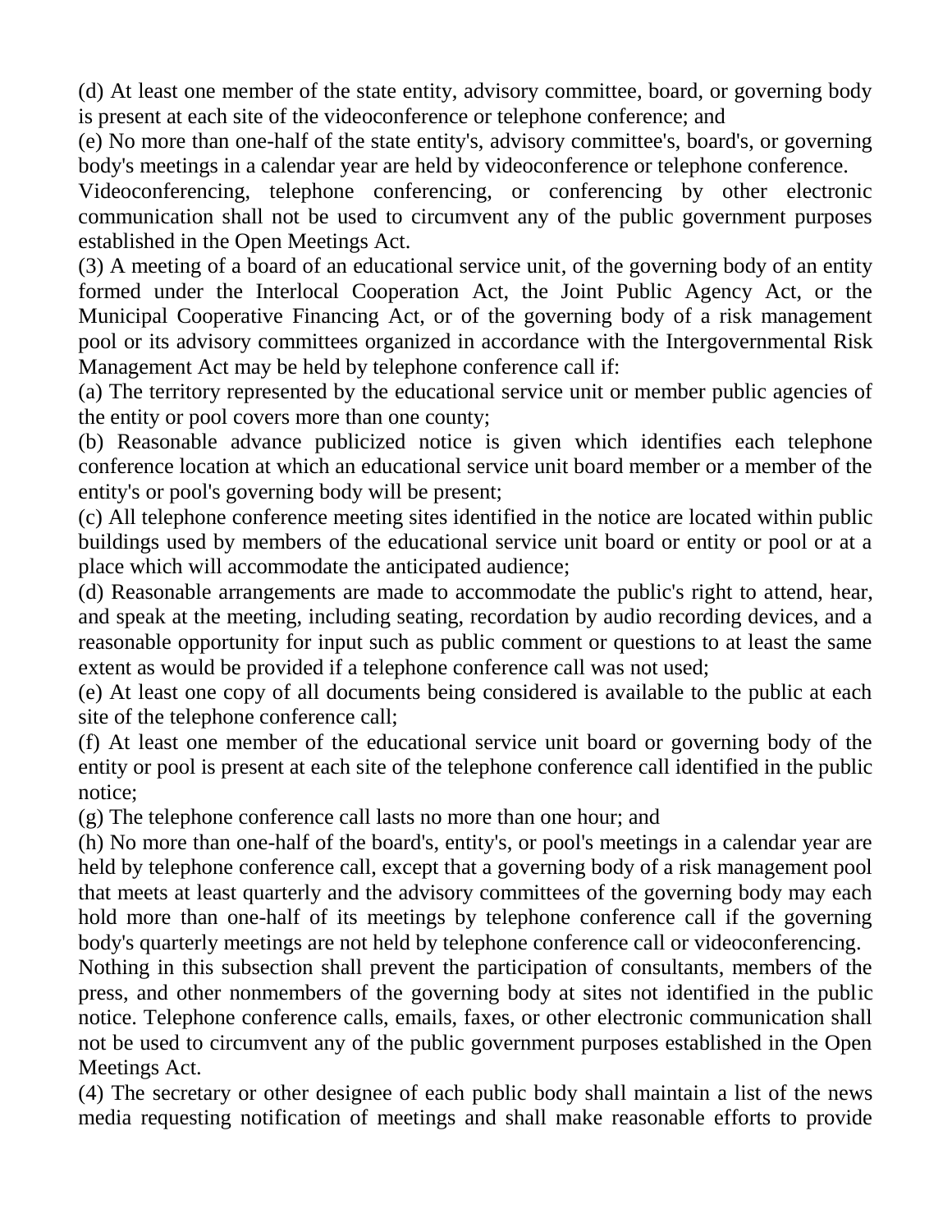(d) At least one member of the state entity, advisory committee, board, or governing body is present at each site of the videoconference or telephone conference; and

(e) No more than one-half of the state entity's, advisory committee's, board's, or governing body's meetings in a calendar year are held by videoconference or telephone conference.

Videoconferencing, telephone conferencing, or conferencing by other electronic communication shall not be used to circumvent any of the public government purposes established in the Open Meetings Act.

(3) A meeting of a board of an educational service unit, of the governing body of an entity formed under the Interlocal Cooperation Act, the Joint Public Agency Act, or the Municipal Cooperative Financing Act, or of the governing body of a risk management pool or its advisory committees organized in accordance with the Intergovernmental Risk Management Act may be held by telephone conference call if:

(a) The territory represented by the educational service unit or member public agencies of the entity or pool covers more than one county;

(b) Reasonable advance publicized notice is given which identifies each telephone conference location at which an educational service unit board member or a member of the entity's or pool's governing body will be present;

(c) All telephone conference meeting sites identified in the notice are located within public buildings used by members of the educational service unit board or entity or pool or at a place which will accommodate the anticipated audience;

(d) Reasonable arrangements are made to accommodate the public's right to attend, hear, and speak at the meeting, including seating, recordation by audio recording devices, and a reasonable opportunity for input such as public comment or questions to at least the same extent as would be provided if a telephone conference call was not used;

(e) At least one copy of all documents being considered is available to the public at each site of the telephone conference call;

(f) At least one member of the educational service unit board or governing body of the entity or pool is present at each site of the telephone conference call identified in the public notice;

(g) The telephone conference call lasts no more than one hour; and

(h) No more than one-half of the board's, entity's, or pool's meetings in a calendar year are held by telephone conference call, except that a governing body of a risk management pool that meets at least quarterly and the advisory committees of the governing body may each hold more than one-half of its meetings by telephone conference call if the governing body's quarterly meetings are not held by telephone conference call or videoconferencing.

Nothing in this subsection shall prevent the participation of consultants, members of the press, and other nonmembers of the governing body at sites not identified in the public notice. Telephone conference calls, emails, faxes, or other electronic communication shall not be used to circumvent any of the public government purposes established in the Open Meetings Act.

(4) The secretary or other designee of each public body shall maintain a list of the news media requesting notification of meetings and shall make reasonable efforts to provide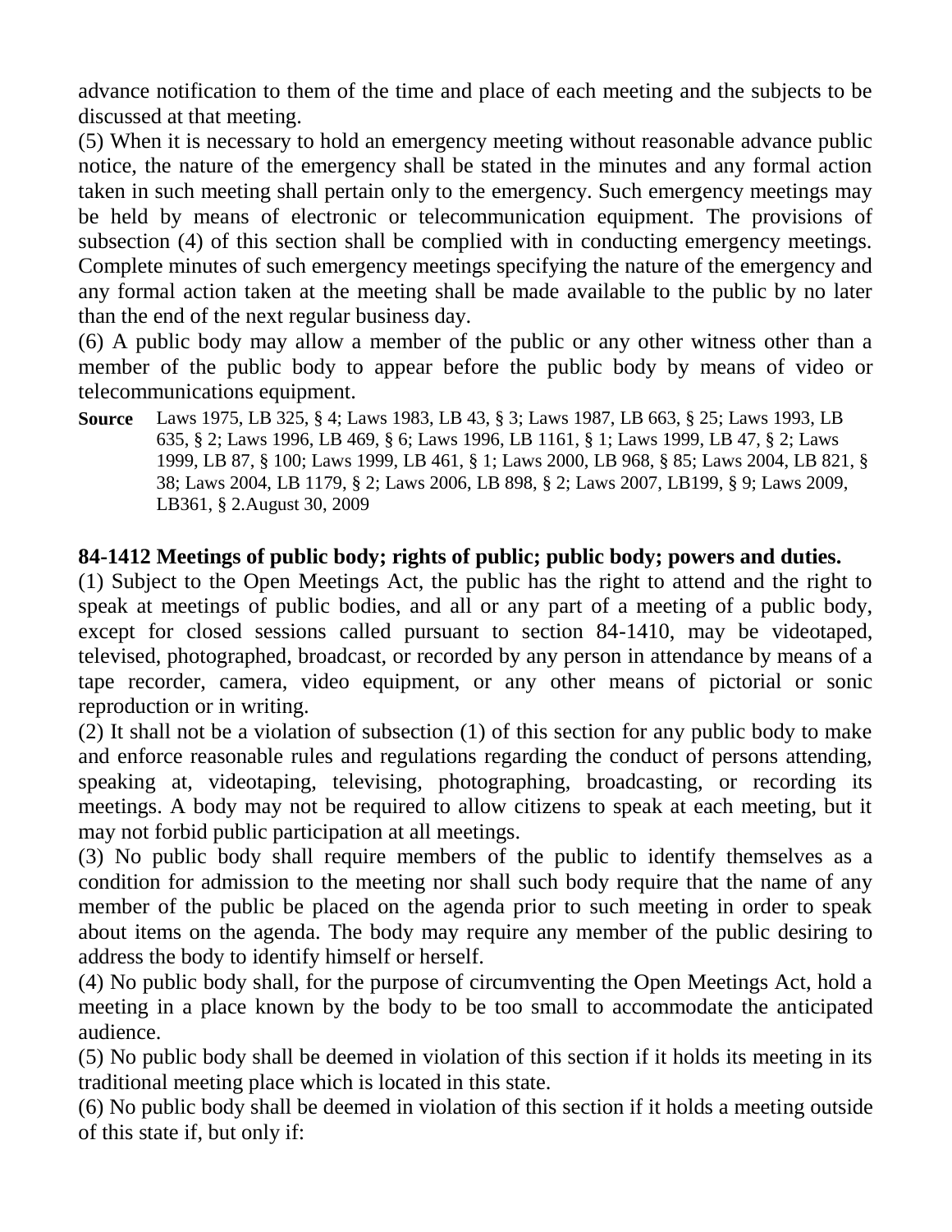advance notification to them of the time and place of each meeting and the subjects to be discussed at that meeting.

(5) When it is necessary to hold an emergency meeting without reasonable advance public notice, the nature of the emergency shall be stated in the minutes and any formal action taken in such meeting shall pertain only to the emergency. Such emergency meetings may be held by means of electronic or telecommunication equipment. The provisions of subsection (4) of this section shall be complied with in conducting emergency meetings. Complete minutes of such emergency meetings specifying the nature of the emergency and any formal action taken at the meeting shall be made available to the public by no later than the end of the next regular business day.

(6) A public body may allow a member of the public or any other witness other than a member of the public body to appear before the public body by means of video or telecommunications equipment.

**Source** Laws 1975, LB 325, § 4; Laws 1983, LB 43, § 3; Laws 1987, LB 663, § 25; Laws 1993, LB 635, § 2; Laws 1996, LB 469, § 6; Laws 1996, LB 1161, § 1; Laws 1999, LB 47, § 2; Laws 1999, LB 87, § 100; Laws 1999, LB 461, § 1; Laws 2000, LB 968, § 85; Laws 2004, LB 821, § 38; Laws 2004, LB 1179, § 2; Laws 2006, LB 898, § 2; Laws 2007, LB199, § 9; Laws 2009, LB361, § 2.August 30, 2009

**84-1412 Meetings of public body; rights of public; public body; powers and duties.**

(1) Subject to the Open Meetings Act, the public has the right to attend and the right to speak at meetings of public bodies, and all or any part of a meeting of a public body, except for closed sessions called pursuant to section 84-1410, may be videotaped, televised, photographed, broadcast, or recorded by any person in attendance by means of a tape recorder, camera, video equipment, or any other means of pictorial or sonic reproduction or in writing.

(2) It shall not be a violation of subsection (1) of this section for any public body to make and enforce reasonable rules and regulations regarding the conduct of persons attending, speaking at, videotaping, televising, photographing, broadcasting, or recording its meetings. A body may not be required to allow citizens to speak at each meeting, but it may not forbid public participation at all meetings.

(3) No public body shall require members of the public to identify themselves as a condition for admission to the meeting nor shall such body require that the name of any member of the public be placed on the agenda prior to such meeting in order to speak about items on the agenda. The body may require any member of the public desiring to address the body to identify himself or herself.

(4) No public body shall, for the purpose of circumventing the Open Meetings Act, hold a meeting in a place known by the body to be too small to accommodate the anticipated audience.

(5) No public body shall be deemed in violation of this section if it holds its meeting in its traditional meeting place which is located in this state.

(6) No public body shall be deemed in violation of this section if it holds a meeting outside of this state if, but only if: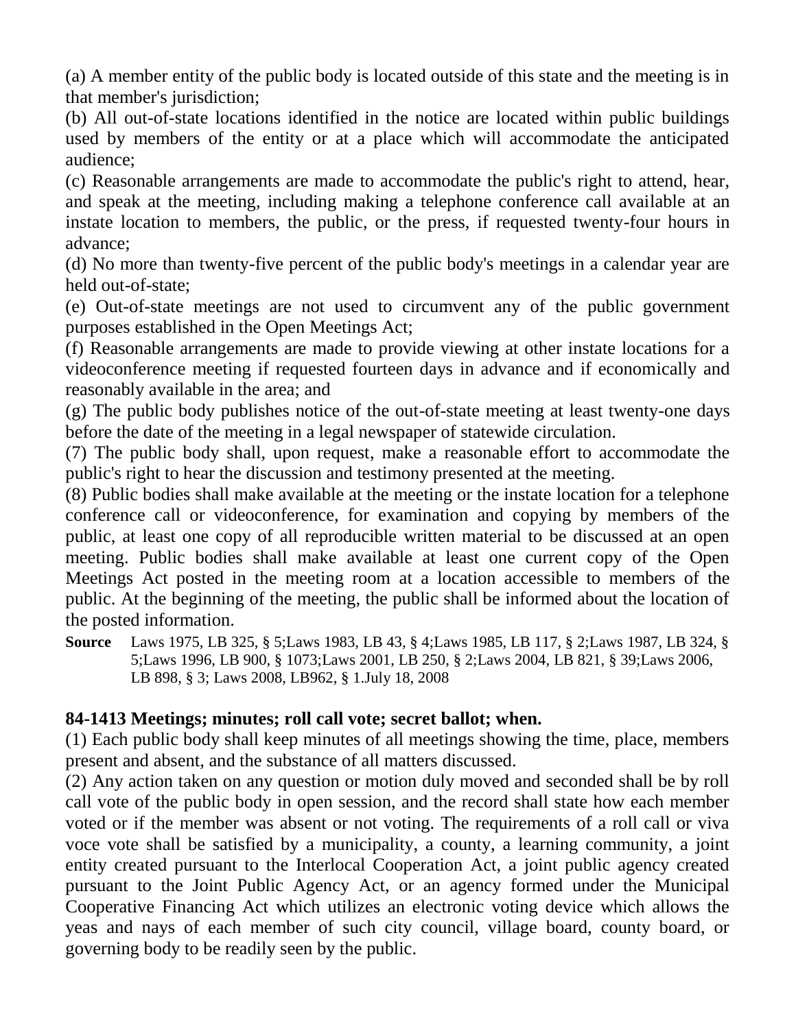(a) A member entity of the public body is located outside of this state and the meeting is in that member's jurisdiction;

(b) All out-of-state locations identified in the notice are located within public buildings used by members of the entity or at a place which will accommodate the anticipated audience;

(c) Reasonable arrangements are made to accommodate the public's right to attend, hear, and speak at the meeting, including making a telephone conference call available at an instate location to members, the public, or the press, if requested twenty-four hours in advance;

(d) No more than twenty-five percent of the public body's meetings in a calendar year are held out-of-state;

(e) Out-of-state meetings are not used to circumvent any of the public government purposes established in the Open Meetings Act;

(f) Reasonable arrangements are made to provide viewing at other instate locations for a videoconference meeting if requested fourteen days in advance and if economically and reasonably available in the area; and

(g) The public body publishes notice of the out-of-state meeting at least twenty-one days before the date of the meeting in a legal newspaper of statewide circulation.

(7) The public body shall, upon request, make a reasonable effort to accommodate the public's right to hear the discussion and testimony presented at the meeting.

(8) Public bodies shall make available at the meeting or the instate location for a telephone conference call or videoconference, for examination and copying by members of the public, at least one copy of all reproducible written material to be discussed at an open meeting. Public bodies shall make available at least one current copy of the Open Meetings Act posted in the meeting room at a location accessible to members of the public. At the beginning of the meeting, the public shall be informed about the location of the posted information.

**Source** Laws 1975, LB 325, § 5;Laws 1983, LB 43, § 4;Laws 1985, LB 117, § 2;Laws 1987, LB 324, § 5;Laws 1996, LB 900, § 1073;Laws 2001, LB 250, § 2;Laws 2004, LB 821, § 39;Laws 2006, LB 898, § 3; Laws 2008, LB962, § 1.July 18, 2008

### 84-1413 Meetings; minutes; roll call vote; secret ballot; when.

(1) Each public body shall keep minutes of all meetings showing the time, place, members present and absent, and the substance of all matters discussed.

(2) Any action taken on any question or motion duly moved and seconded shall be by roll call vote of the public body in open session, and the record shall state how each member voted or if the member was absent or not voting. The requirements of a roll call or viva voce vote shall be satisfied by a municipality, a county, a learning community, a joint entity created pursuant to the Interlocal Cooperation Act, a joint public agency created pursuant to the Joint Public Agency Act, or an agency formed under the Municipal Cooperative Financing Act which utilizes an electronic voting device which allows the yeas and nays of each member of such city council, village board, county board, or governing body to be readily seen by the public.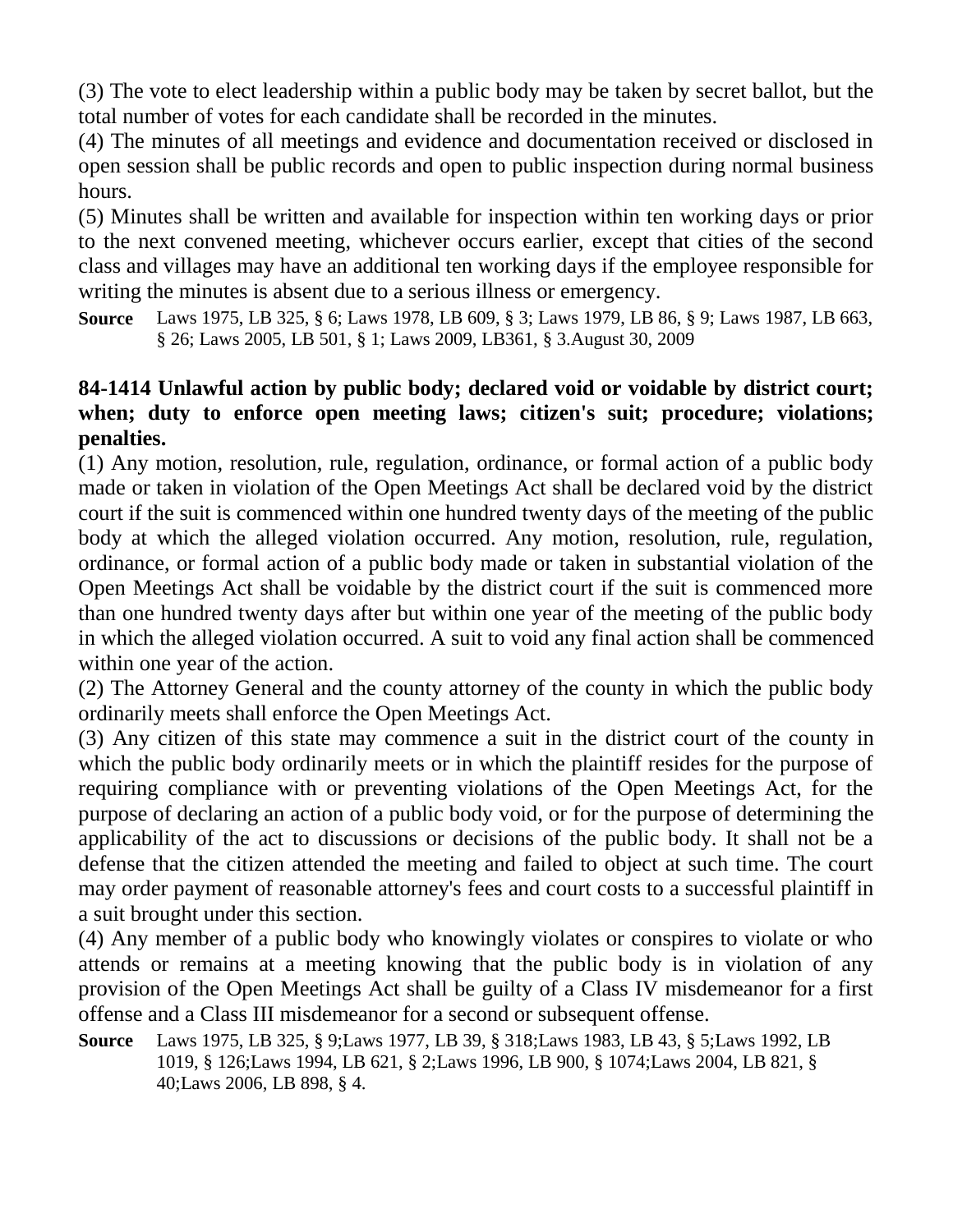(3) The vote to elect leadership within a public body may be taken by secret ballot, but the total number of votes for each candidate shall be recorded in the minutes.

(4) The minutes of all meetings and evidence and documentation received or disclosed in open session shall be public records and open to public inspection during normal business hours.

(5) Minutes shall be written and available for inspection within ten working days or prior to the next convened meeting, whichever occurs earlier, except that cities of the second class and villages may have an additional ten working days if the employee responsible for writing the minutes is absent due to a serious illness or emergency.

**Source** Laws 1975, LB 325, § 6; Laws 1978, LB 609, § 3; Laws 1979, LB 86, § 9; Laws 1987, LB 663, § 26; Laws 2005, LB 501, § 1; Laws 2009, LB361, § 3.August 30, 2009

### 84-1414 Unlawful action by public body; declared void or voidable by district court; when; duty to enforce open meeting laws; citizen's suit; procedure; violations; penalties.

(1) Any motion, resolution, rule, regulation, ordinance, or formal action of a public body made or taken in violation of the Open Meetings Act shall be declared void by the district court if the suit is commenced within one hundred twenty days of the meeting of the public body at which the alleged violation occurred. Any motion, resolution, rule, regulation, ordinance, or formal action of a public body made or taken in substantial violation of the Open Meetings Act shall be voidable by the district court if the suit is commenced more than one hundred twenty days after but within one year of the meeting of the public body in which the alleged violation occurred. A suit to void any final action shall be commenced within one year of the action.

(2) The Attorney General and the county attorney of the county in which the public body ordinarily meets shall enforce the Open Meetings Act.

(3) Any citizen of this state may commence a suit in the district court of the county in which the public body ordinarily meets or in which the plaintiff resides for the purpose of requiring compliance with or preventing violations of the Open Meetings Act, for the purpose of declaring an action of a public body void, or for the purpose of determining the applicability of the act to discussions or decisions of the public body. It shall not be a defense that the citizen attended the meeting and failed to object at such time. The court may order payment of reasonable attorney's fees and court costs to a successful plaintiff in a suit brought under this section.

(4) Any member of a public body who knowingly violates or conspires to violate or who attends or remains at a meeting knowing that the public body is in violation of any provision of the Open Meetings Act shall be guilty of a Class IV misdemeanor for a first offense and a Class III misdemeanor for a second or subsequent offense.

**Source** Laws 1975, LB 325, § 9;Laws 1977, LB 39, § 318;Laws 1983, LB 43, § 5;Laws 1992, LB 1019, § 126;Laws 1994, LB 621, § 2;Laws 1996, LB 900, § 1074;Laws 2004, LB 821, § 40;Laws 2006, LB 898, § 4.